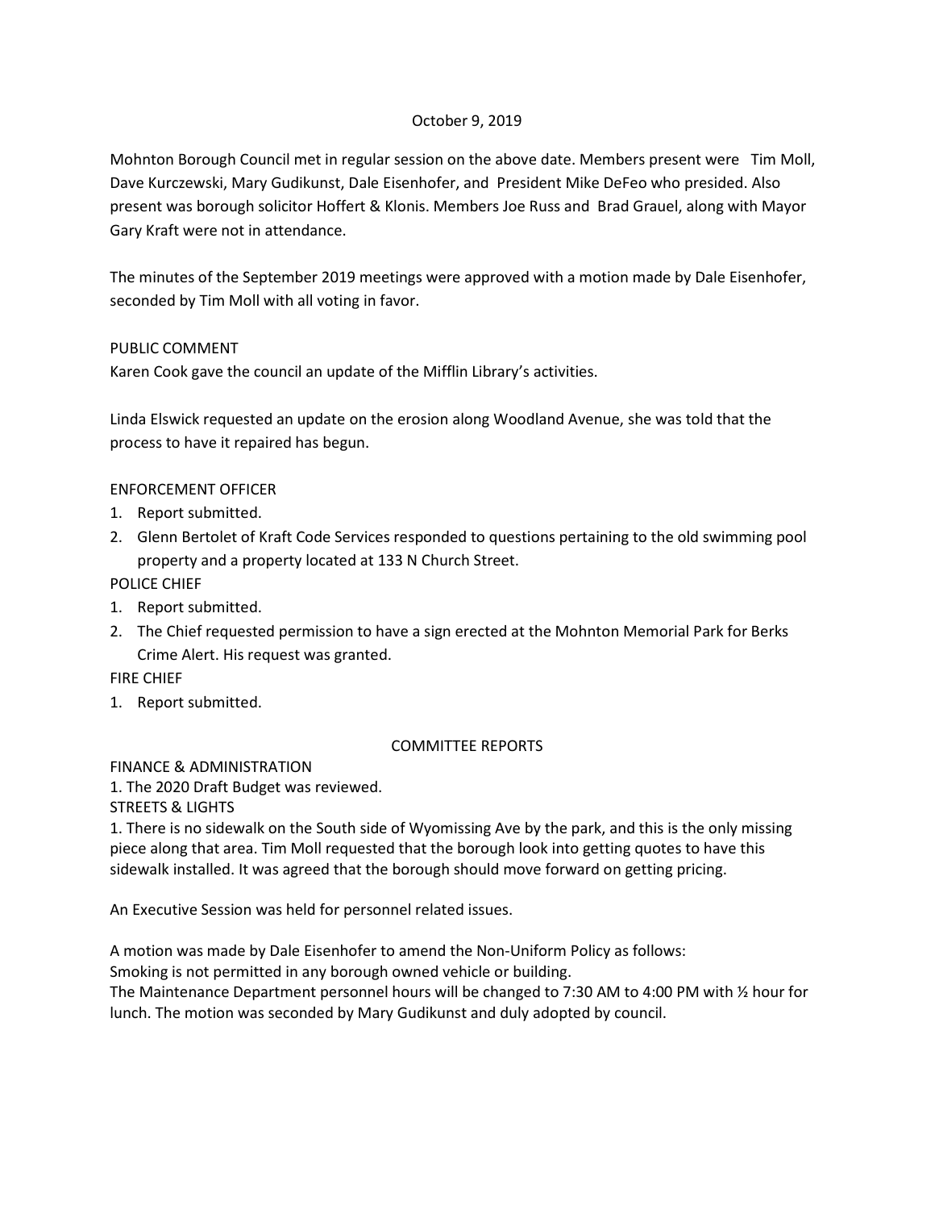October 9, 2019

Mohnton Borough Council met in regular session on the above date. Members present were Tim Moll, Dave Kurczewski, Mary Gudikunst, Dale Eisenhofer, and President Mike DeFeo who presided. Also present was borough solicitor Hoffert & Klonis. Members Joe Russ and Brad Grauel, along with Mayor Gary Kraft were not in attendance.

The minutes of the September 2019 meetings were approved with a motion made by Dale Eisenhofer, seconded by Tim Moll with all voting in favor.

PUBLIC COMMENT

Karen Cook gave the council an update of the Mifflin Library's activities.

Linda Elswick requested an update on the erosion along Woodland Avenue, she was told that the process to have it repaired has begun.

ENFORCEMENT OFFICER

1. Report submitted.
2. Glenn Bertolet of Kraft Code Services responded to questions pertaining to the old swimming pool property and a property located at 133 N Church Street.

POLICE CHIEF

1. Report submitted.
2. The Chief requested permission to have a sign erected at the Mohnton Memorial Park for Berks Crime Alert. His request was granted.

FIRE CHIEF

1. Report submitted.

COMMITTEE REPORTS

FINANCE & ADMINISTRATION

1. The 2020 Draft Budget was reviewed.

STREETS & LIGHTS

1. There is no sidewalk on the South side of Wyomissing Ave by the park, and this is the only missing piece along that area. Tim Moll requested that the borough look into getting quotes to have this sidewalk installed. It was agreed that the borough should move forward on getting pricing.

An Executive Session was held for personnel related issues.

A motion was made by Dale Eisenhofer to amend the Non-Uniform Policy as follows:
Smoking is not permitted in any borough owned vehicle or building.
The Maintenance Department personnel hours will be changed to 7:30 AM to 4:00 PM with ½ hour for lunch. The motion was seconded by Mary Gudikunst and duly adopted by council.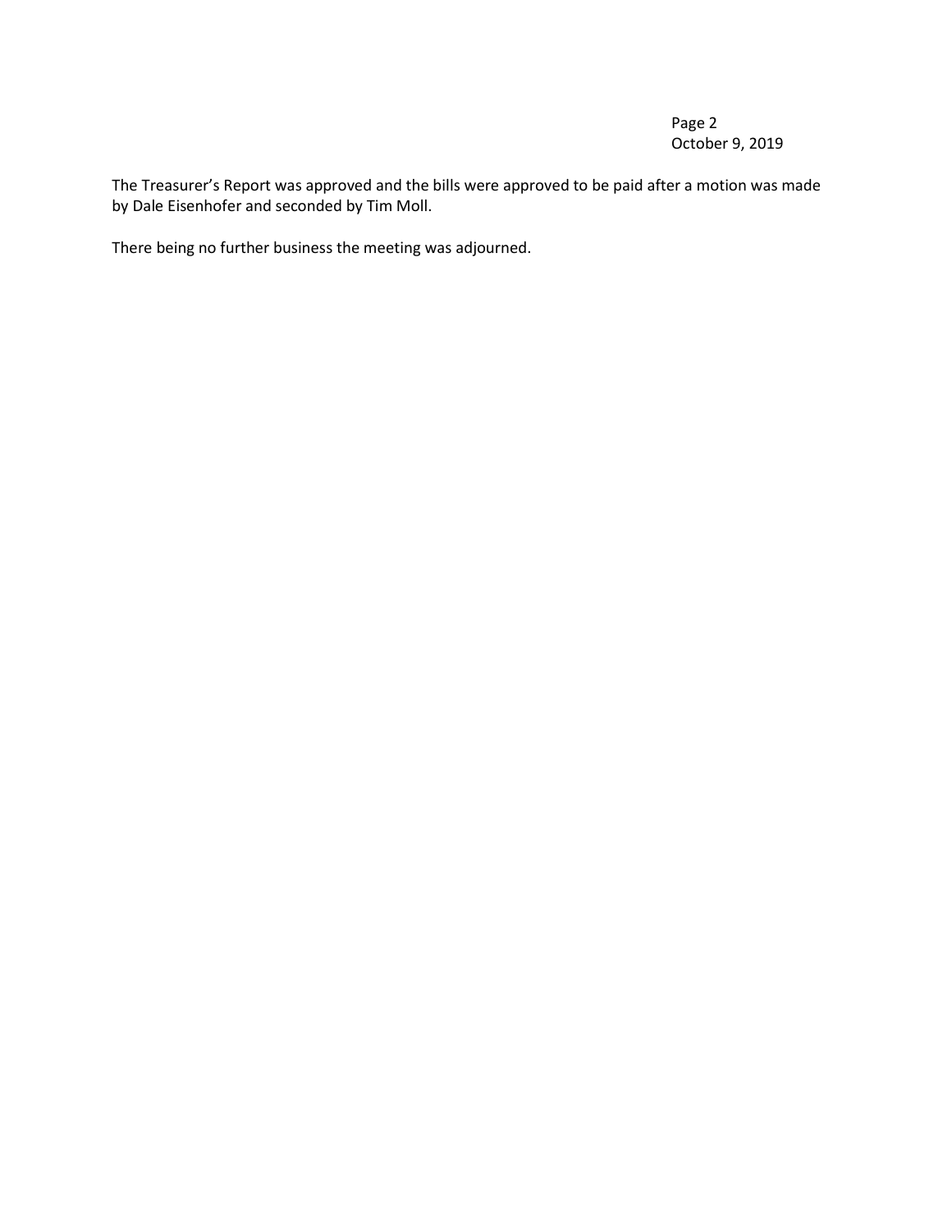The Treasurer's Report was approved and the bills were approved to be paid after a motion was made by Dale Eisenhofer and seconded by Tim Moll.

There being no further business the meeting was adjourned.